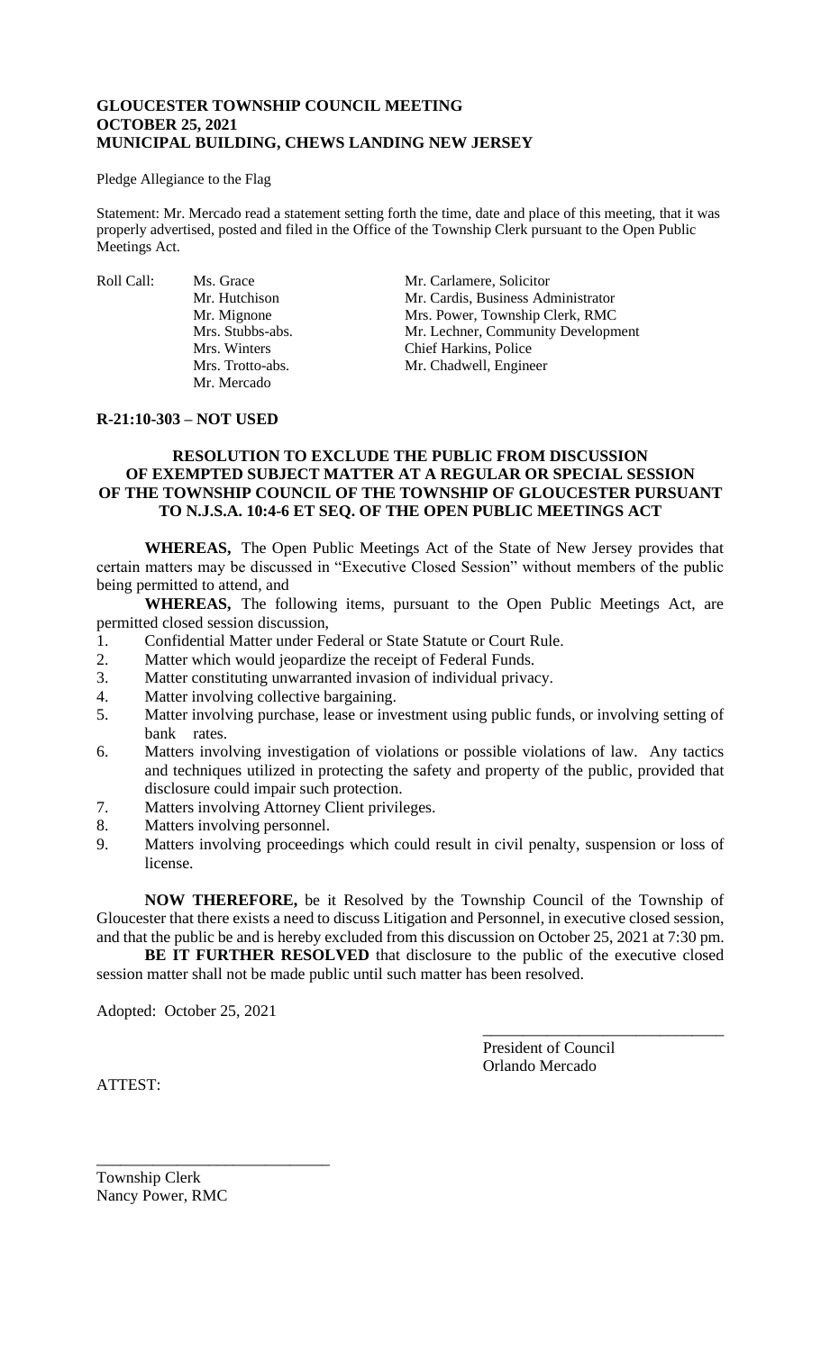**GLOUCESTER TOWNSHIP COUNCIL MEETING**
**OCTOBER 25, 2021**
**MUNICIPAL BUILDING, CHEWS LANDING NEW JERSEY**

Pledge Allegiance to the Flag

Statement: Mr. Mercado read a statement setting forth the time, date and place of this meeting, that it was properly advertised, posted and filed in the Office of the Township Clerk pursuant to the Open Public Meetings Act.

| | | |
|---|---|---|
| Roll Call: | Ms. Grace | Mr. Carlamere, Solicitor |
| | Mr. Hutchison | Mr. Cardis, Business Administrator |
| | Mr. Mignone | Mrs. Power, Township Clerk, RMC |
| | Mrs. Stubbs-abs. | Mr. Lechner, Community Development |
| | Mrs. Winters | Chief Harkins, Police |
| | Mrs. Trotto-abs. | Mr. Chadwell, Engineer |
| | Mr. Mercado | |

**R-21:10-303 – NOT USED**

**RESOLUTION TO EXCLUDE THE PUBLIC FROM DISCUSSION OF EXEMPTED SUBJECT MATTER AT A REGULAR OR SPECIAL SESSION OF THE TOWNSHIP COUNCIL OF THE TOWNSHIP OF GLOUCESTER PURSUANT TO N.J.S.A. 10:4-6 ET SEQ. OF THE OPEN PUBLIC MEETINGS ACT**

**WHEREAS,** The Open Public Meetings Act of the State of New Jersey provides that certain matters may be discussed in "Executive Closed Session" without members of the public being permitted to attend, and

**WHEREAS,** The following items, pursuant to the Open Public Meetings Act, are permitted closed session discussion,

1. Confidential Matter under Federal or State Statute or Court Rule.
2. Matter which would jeopardize the receipt of Federal Funds.
3. Matter constituting unwarranted invasion of individual privacy.
4. Matter involving collective bargaining.
5. Matter involving purchase, lease or investment using public funds, or involving setting of bank rates.
6. Matters involving investigation of violations or possible violations of law. Any tactics and techniques utilized in protecting the safety and property of the public, provided that disclosure could impair such protection.
7. Matters involving Attorney Client privileges.
8. Matters involving personnel.
9. Matters involving proceedings which could result in civil penalty, suspension or loss of license.

**NOW THEREFORE,** be it Resolved by the Township Council of the Township of Gloucester that there exists a need to discuss Litigation and Personnel, in executive closed session, and that the public be and is hereby excluded from this discussion on October 25, 2021 at 7:30 pm.

**BE IT FURTHER RESOLVED** that disclosure to the public of the executive closed session matter shall not be made public until such matter has been resolved.

Adopted: October 25, 2021

\_\_\_\_\_\_\_\_\_\_\_\_\_\_\_\_\_\_\_\_\_\_\_\_\_\_\_\_\_\_
President of Council
Orlando Mercado

ATTEST:

\_\_\_\_\_\_\_\_\_\_\_\_\_\_\_\_\_\_\_\_\_\_\_\_\_\_\_\_\_\_
Township Clerk
Nancy Power, RMC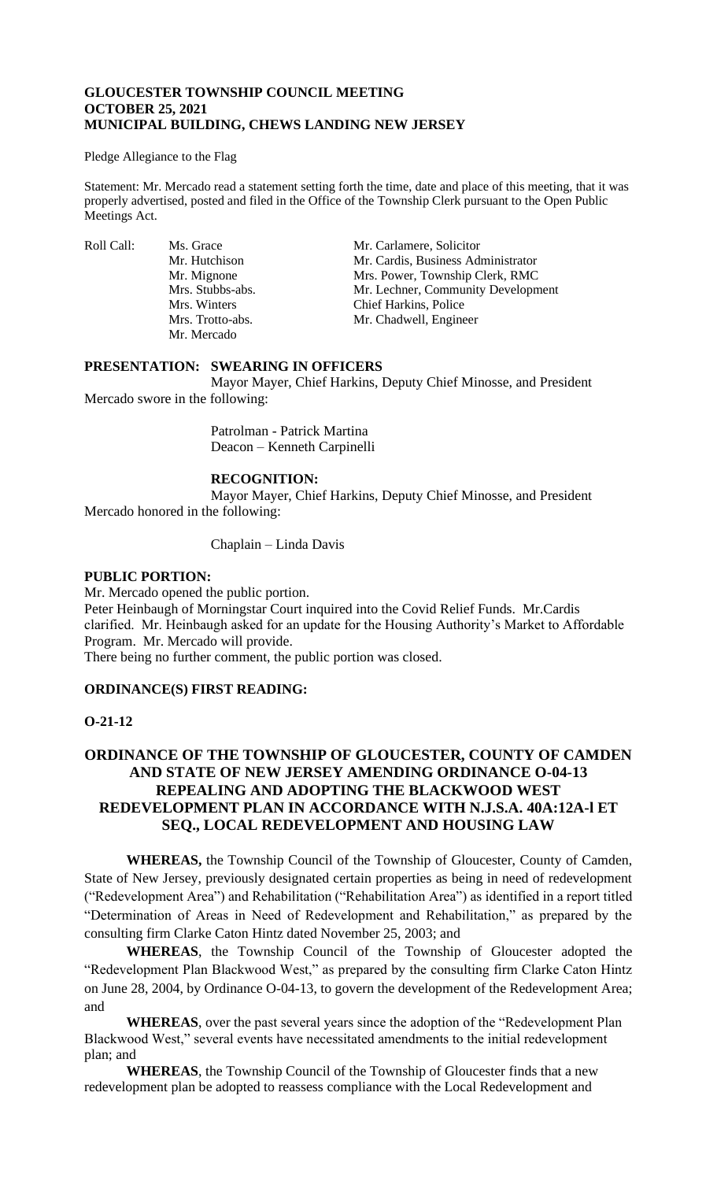**GLOUCESTER TOWNSHIP COUNCIL MEETING**
**OCTOBER 25, 2021**
**MUNICIPAL BUILDING, CHEWS LANDING NEW JERSEY**

Pledge Allegiance to the Flag

Statement: Mr. Mercado read a statement setting forth the time, date and place of this meeting, that it was properly advertised, posted and filed in the Office of the Township Clerk pursuant to the Open Public Meetings Act.

| | | |
|---|---|---|
| Roll Call: | Ms. Grace | Mr. Carlamere, Solicitor |
| | Mr. Hutchison | Mr. Cardis, Business Administrator |
| | Mr. Mignone | Mrs. Power, Township Clerk, RMC |
| | Mrs. Stubbs-abs. | Mr. Lechner, Community Development |
| | Mrs. Winters | Chief Harkins, Police |
| | Mrs. Trotto-abs. | Mr. Chadwell, Engineer |
| | Mr. Mercado | |

**PRESENTATION: SWEARING IN OFFICERS**

Mayor Mayer, Chief Harkins, Deputy Chief Minosse, and President Mercado swore in the following:

Patrolman - Patrick Martina
Deacon – Kenneth Carpinelli

**RECOGNITION:**

Mayor Mayer, Chief Harkins, Deputy Chief Minosse, and President Mercado honored in the following:

Chaplain – Linda Davis

**PUBLIC PORTION:**

Mr. Mercado opened the public portion.
Peter Heinbaugh of Morningstar Court inquired into the Covid Relief Funds. Mr.Cardis clarified. Mr. Heinbaugh asked for an update for the Housing Authority's Market to Affordable Program. Mr. Mercado will provide.
There being no further comment, the public portion was closed.

**ORDINANCE(S) FIRST READING:**

**O-21-12**

## ORDINANCE OF THE TOWNSHIP OF GLOUCESTER, COUNTY OF CAMDEN AND STATE OF NEW JERSEY AMENDING ORDINANCE O-04-13 REPEALING AND ADOPTING THE BLACKWOOD WEST REDEVELOPMENT PLAN IN ACCORDANCE WITH N.J.S.A. 40A:12A-l ET SEQ., LOCAL REDEVELOPMENT AND HOUSING LAW

**WHEREAS,** the Township Council of the Township of Gloucester, County of Camden, State of New Jersey, previously designated certain properties as being in need of redevelopment ("Redevelopment Area") and Rehabilitation ("Rehabilitation Area") as identified in a report titled "Determination of Areas in Need of Redevelopment and Rehabilitation," as prepared by the consulting firm Clarke Caton Hintz dated November 25, 2003; and

**WHEREAS**, the Township Council of the Township of Gloucester adopted the "Redevelopment Plan Blackwood West," as prepared by the consulting firm Clarke Caton Hintz on June 28, 2004, by Ordinance O-04-13, to govern the development of the Redevelopment Area; and

**WHEREAS**, over the past several years since the adoption of the "Redevelopment Plan Blackwood West," several events have necessitated amendments to the initial redevelopment plan; and

**WHEREAS**, the Township Council of the Township of Gloucester finds that a new redevelopment plan be adopted to reassess compliance with the Local Redevelopment and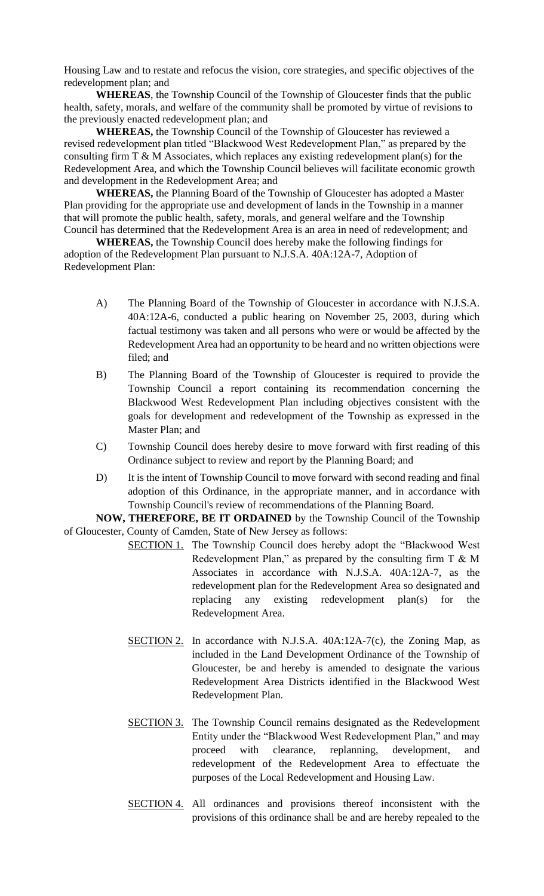Housing Law and to restate and refocus the vision, core strategies, and specific objectives of the redevelopment plan; and

**WHEREAS**, the Township Council of the Township of Gloucester finds that the public health, safety, morals, and welfare of the community shall be promoted by virtue of revisions to the previously enacted redevelopment plan; and

**WHEREAS,** the Township Council of the Township of Gloucester has reviewed a revised redevelopment plan titled "Blackwood West Redevelopment Plan," as prepared by the consulting firm T & M Associates, which replaces any existing redevelopment plan(s) for the Redevelopment Area, and which the Township Council believes will facilitate economic growth and development in the Redevelopment Area; and

**WHEREAS,** the Planning Board of the Township of Gloucester has adopted a Master Plan providing for the appropriate use and development of lands in the Township in a manner that will promote the public health, safety, morals, and general welfare and the Township Council has determined that the Redevelopment Area is an area in need of redevelopment; and

**WHEREAS,** the Township Council does hereby make the following findings for adoption of the Redevelopment Plan pursuant to N.J.S.A. 40A:12A-7, Adoption of Redevelopment Plan:

A) The Planning Board of the Township of Gloucester in accordance with N.J.S.A. 40A:12A-6, conducted a public hearing on November 25, 2003, during which factual testimony was taken and all persons who were or would be affected by the Redevelopment Area had an opportunity to be heard and no written objections were filed; and

B) The Planning Board of the Township of Gloucester is required to provide the Township Council a report containing its recommendation concerning the Blackwood West Redevelopment Plan including objectives consistent with the goals for development and redevelopment of the Township as expressed in the Master Plan; and

C) Township Council does hereby desire to move forward with first reading of this Ordinance subject to review and report by the Planning Board; and

D) It is the intent of Township Council to move forward with second reading and final adoption of this Ordinance, in the appropriate manner, and in accordance with Township Council's review of recommendations of the Planning Board.

**NOW, THEREFORE, BE IT ORDAINED** by the Township Council of the Township of Gloucester, County of Camden, State of New Jersey as follows:

SECTION 1. The Township Council does hereby adopt the "Blackwood West Redevelopment Plan," as prepared by the consulting firm T & M Associates in accordance with N.J.S.A. 40A:12A-7, as the redevelopment plan for the Redevelopment Area so designated and replacing any existing redevelopment plan(s) for the Redevelopment Area.

SECTION 2. In accordance with N.J.S.A. 40A:12A-7(c), the Zoning Map, as included in the Land Development Ordinance of the Township of Gloucester, be and hereby is amended to designate the various Redevelopment Area Districts identified in the Blackwood West Redevelopment Plan.

SECTION 3. The Township Council remains designated as the Redevelopment Entity under the "Blackwood West Redevelopment Plan," and may proceed with clearance, replanning, development, and redevelopment of the Redevelopment Area to effectuate the purposes of the Local Redevelopment and Housing Law.

SECTION 4. All ordinances and provisions thereof inconsistent with the provisions of this ordinance shall be and are hereby repealed to the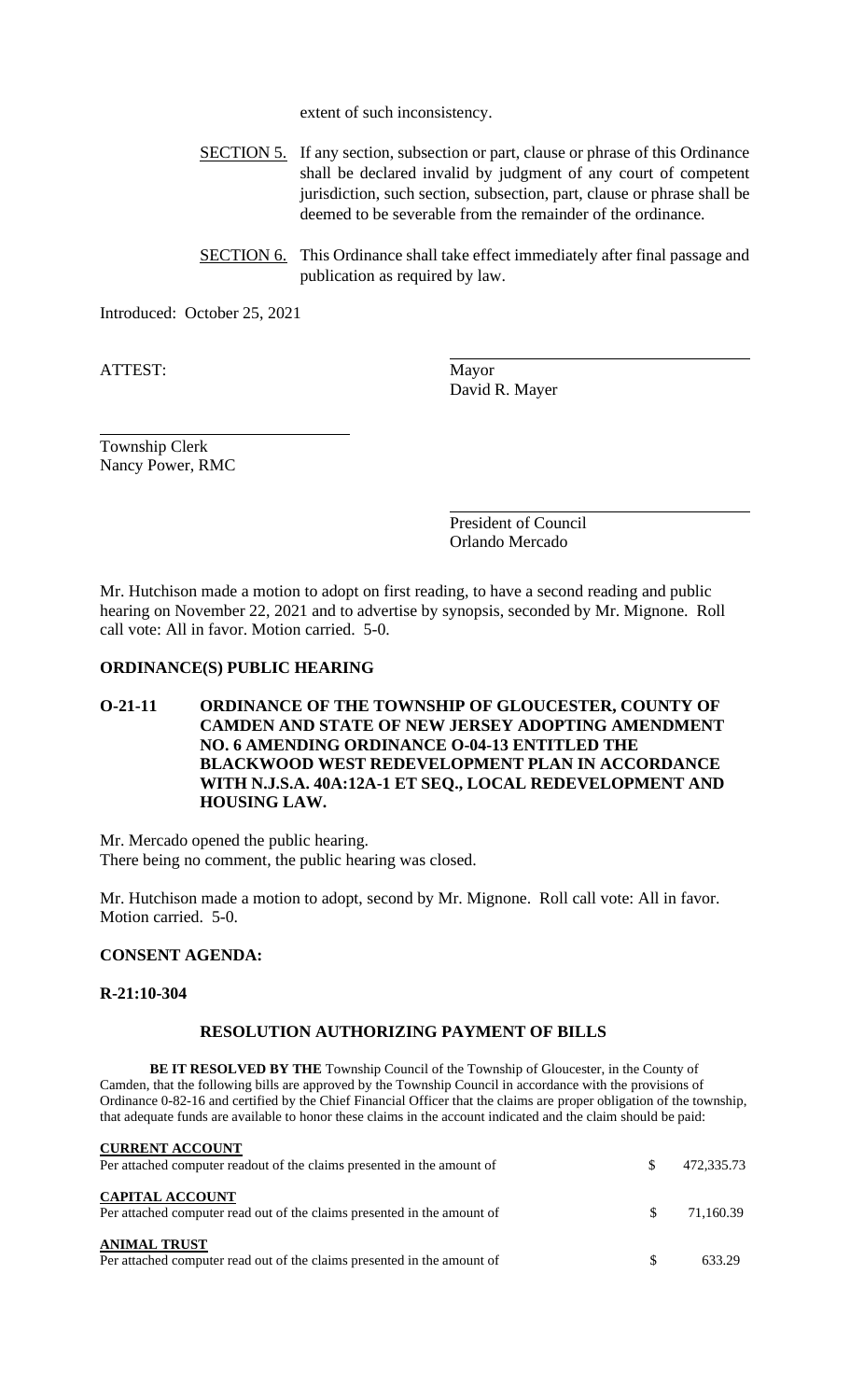extent of such inconsistency.

SECTION 5. If any section, subsection or part, clause or phrase of this Ordinance shall be declared invalid by judgment of any court of competent jurisdiction, such section, subsection, part, clause or phrase shall be deemed to be severable from the remainder of the ordinance.

SECTION 6. This Ordinance shall take effect immediately after final passage and publication as required by law.

Introduced: October 25, 2021

ATTEST:

Mayor
David R. Mayer

Township Clerk
Nancy Power, RMC

President of Council
Orlando Mercado

Mr. Hutchison made a motion to adopt on first reading, to have a second reading and public hearing on November 22, 2021 and to advertise by synopsis, seconded by Mr. Mignone. Roll call vote: All in favor. Motion carried. 5-0.

**ORDINANCE(S) PUBLIC HEARING**

**O-21-11 ORDINANCE OF THE TOWNSHIP OF GLOUCESTER, COUNTY OF CAMDEN AND STATE OF NEW JERSEY ADOPTING AMENDMENT NO. 6 AMENDING ORDINANCE O-04-13 ENTITLED THE BLACKWOOD WEST REDEVELOPMENT PLAN IN ACCORDANCE WITH N.J.S.A. 40A:12A-1 ET SEQ., LOCAL REDEVELOPMENT AND HOUSING LAW.**

Mr. Mercado opened the public hearing.
There being no comment, the public hearing was closed.

Mr. Hutchison made a motion to adopt, second by Mr. Mignone. Roll call vote: All in favor. Motion carried. 5-0.

**CONSENT AGENDA:**

**R-21:10-304**

**RESOLUTION AUTHORIZING PAYMENT OF BILLS**

**BE IT RESOLVED BY THE** Township Council of the Township of Gloucester, in the County of Camden, that the following bills are approved by the Township Council in accordance with the provisions of Ordinance 0-82-16 and certified by the Chief Financial Officer that the claims are proper obligation of the township, that adequate funds are available to honor these claims in the account indicated and the claim should be paid:

| | | |
|---|---|---|
| **CURRENT ACCOUNT** <br> Per attached computer readout of the claims presented in the amount of | $ | 472,335.73 |
| **CAPITAL ACCOUNT** <br> Per attached computer read out of the claims presented in the amount of | $ | 71,160.39 |
| **ANIMAL TRUST** <br> Per attached computer read out of the claims presented in the amount of | $ | 633.29 |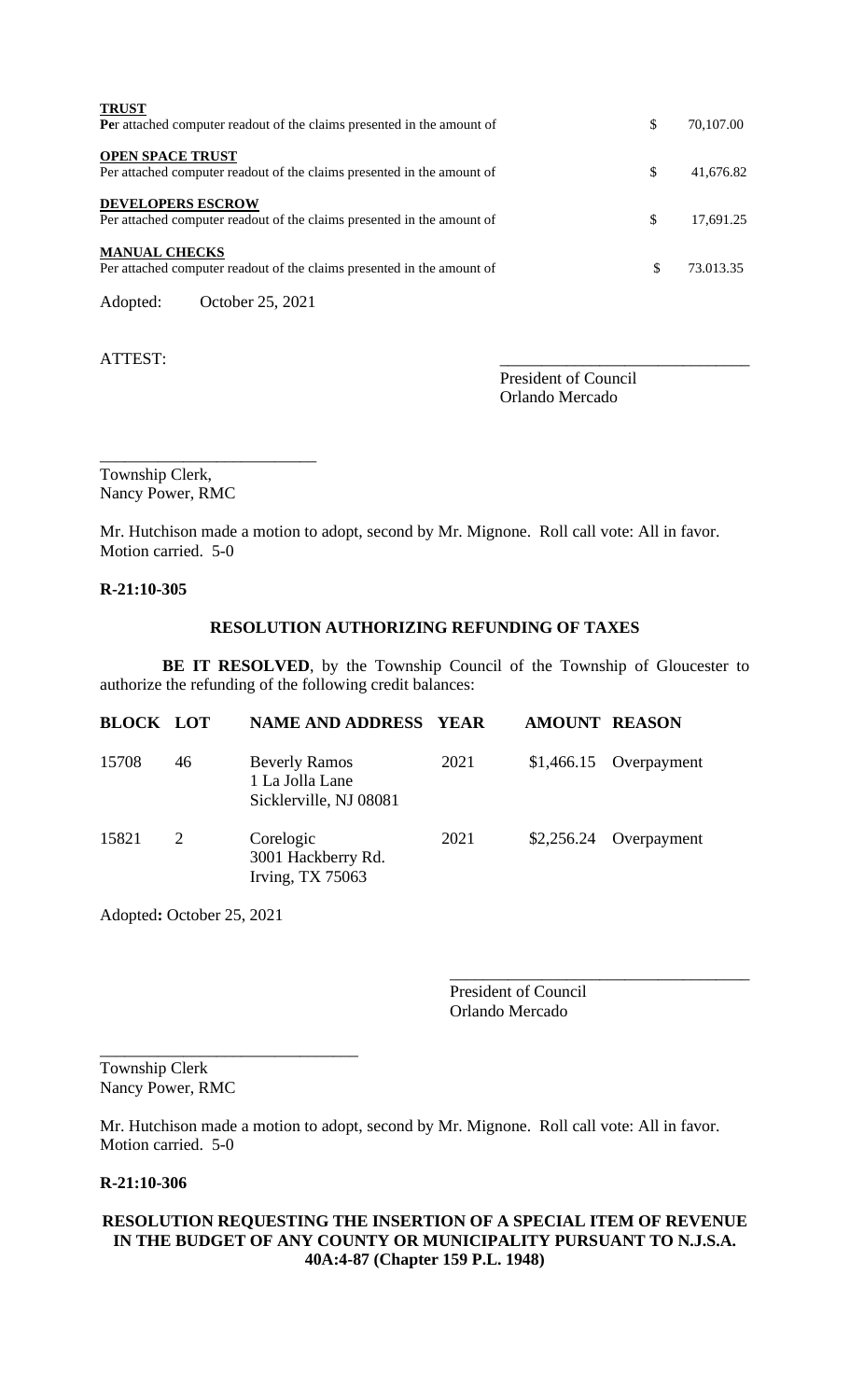**TRUST**
Per attached computer readout of the claims presented in the amount of $ 70,107.00

**OPEN SPACE TRUST**
Per attached computer readout of the claims presented in the amount of $ 41,676.82

**DEVELOPERS ESCROW**
Per attached computer readout of the claims presented in the amount of $ 17,691.25

**MANUAL CHECKS**
Per attached computer readout of the claims presented in the amount of $ 73.013.35

Adopted: October 25, 2021

ATTEST:

______________________________
President of Council
Orlando Mercado

__________________________
Township Clerk,
Nancy Power, RMC

Mr. Hutchison made a motion to adopt, second by Mr. Mignone. Roll call vote: All in favor. Motion carried. 5-0

**R-21:10-305**

**RESOLUTION AUTHORIZING REFUNDING OF TAXES**

**BE IT RESOLVED**, by the Township Council of the Township of Gloucester to authorize the refunding of the following credit balances:

| BLOCK | LOT | NAME AND ADDRESS | YEAR | AMOUNT | REASON |
|---|---|---|---|---|---|
| 15708 | 46 | Beverly Ramos<br>1 La Jolla Lane<br>Sicklerville, NJ 08081 | 2021 | $1,466.15 | Overpayment |
| 15821 | 2 | Corelogic<br>3001 Hackberry Rd.<br>Irving, TX 75063 | 2021 | $2,256.24 | Overpayment |

Adopted**:** October 25, 2021

____________________________________
President of Council
Orlando Mercado

______________________________
Township Clerk
Nancy Power, RMC

Mr. Hutchison made a motion to adopt, second by Mr. Mignone. Roll call vote: All in favor. Motion carried. 5-0

**R-21:10-306**

**RESOLUTION REQUESTING THE INSERTION OF A SPECIAL ITEM OF REVENUE IN THE BUDGET OF ANY COUNTY OR MUNICIPALITY PURSUANT TO N.J.S.A. 40A:4-87 (Chapter 159 P.L. 1948)**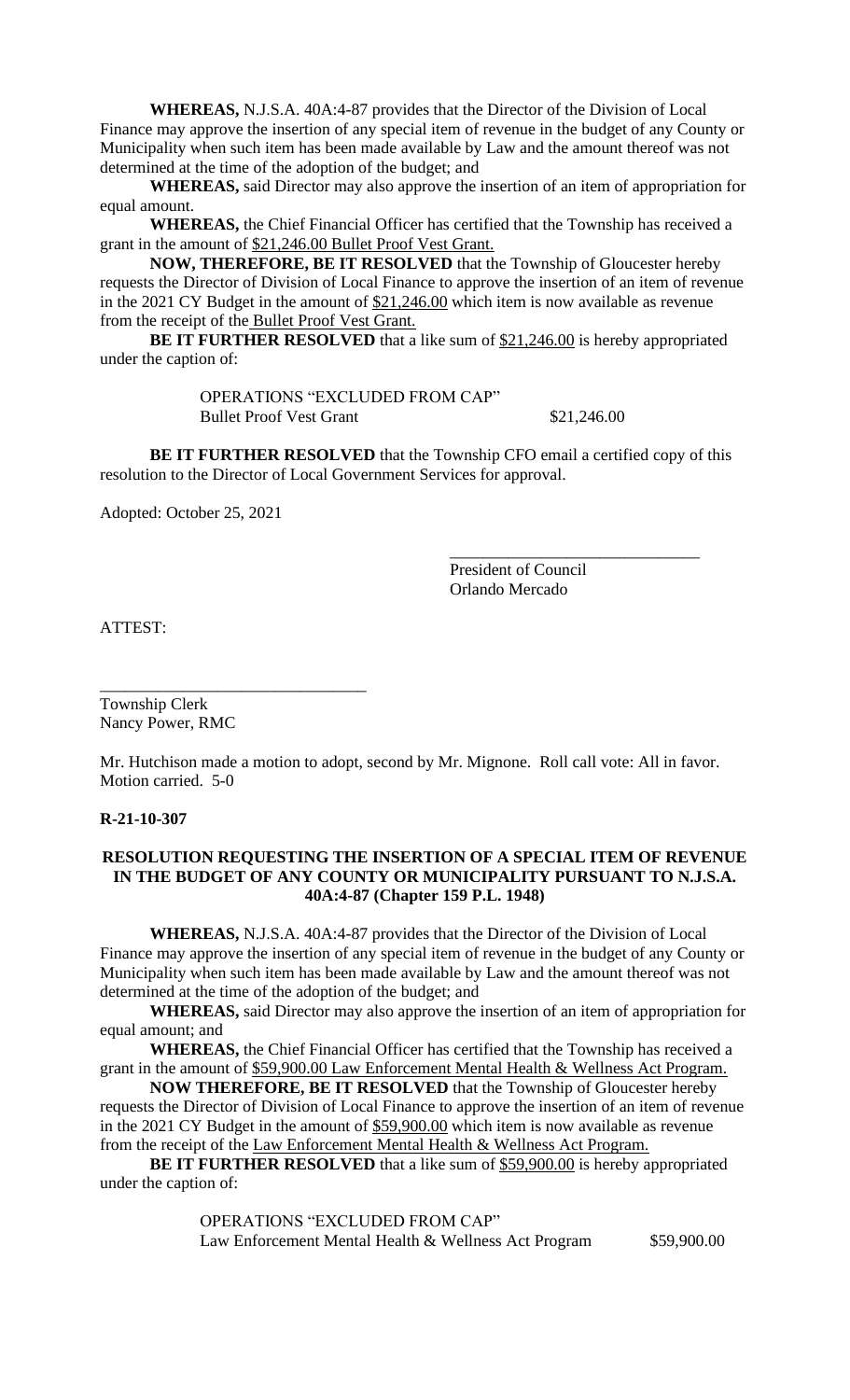**WHEREAS,** N.J.S.A. 40A:4-87 provides that the Director of the Division of Local Finance may approve the insertion of any special item of revenue in the budget of any County or Municipality when such item has been made available by Law and the amount thereof was not determined at the time of the adoption of the budget; and

**WHEREAS,** said Director may also approve the insertion of an item of appropriation for equal amount.

**WHEREAS,** the Chief Financial Officer has certified that the Township has received a grant in the amount of $21,246.00 Bullet Proof Vest Grant.

**NOW, THEREFORE, BE IT RESOLVED** that the Township of Gloucester hereby requests the Director of Division of Local Finance to approve the insertion of an item of revenue in the 2021 CY Budget in the amount of $21,246.00 which item is now available as revenue from the receipt of the Bullet Proof Vest Grant.

**BE IT FURTHER RESOLVED** that a like sum of $21,246.00 is hereby appropriated under the caption of:

OPERATIONS "EXCLUDED FROM CAP"
Bullet Proof Vest Grant $21,246.00

**BE IT FURTHER RESOLVED** that the Township CFO email a certified copy of this resolution to the Director of Local Government Services for approval.

Adopted: October 25, 2021

\_\_\_\_\_\_\_\_\_\_\_\_\_\_\_\_\_\_\_\_\_\_\_\_\_\_\_\_\_\_
President of Council
Orlando Mercado

ATTEST:

\_\_\_\_\_\_\_\_\_\_\_\_\_\_\_\_\_\_\_\_\_\_\_\_\_\_\_\_\_\_
Township Clerk
Nancy Power, RMC

Mr. Hutchison made a motion to adopt, second by Mr. Mignone. Roll call vote: All in favor. Motion carried. 5-0

**R-21-10-307**

**RESOLUTION REQUESTING THE INSERTION OF A SPECIAL ITEM OF REVENUE IN THE BUDGET OF ANY COUNTY OR MUNICIPALITY PURSUANT TO N.J.S.A. 40A:4-87 (Chapter 159 P.L. 1948)**

**WHEREAS,** N.J.S.A. 40A:4-87 provides that the Director of the Division of Local Finance may approve the insertion of any special item of revenue in the budget of any County or Municipality when such item has been made available by Law and the amount thereof was not determined at the time of the adoption of the budget; and

**WHEREAS,** said Director may also approve the insertion of an item of appropriation for equal amount; and

**WHEREAS,** the Chief Financial Officer has certified that the Township has received a grant in the amount of $59,900.00 Law Enforcement Mental Health & Wellness Act Program.

**NOW THEREFORE, BE IT RESOLVED** that the Township of Gloucester hereby requests the Director of Division of Local Finance to approve the insertion of an item of revenue in the 2021 CY Budget in the amount of $59,900.00 which item is now available as revenue from the receipt of the Law Enforcement Mental Health & Wellness Act Program.

**BE IT FURTHER RESOLVED** that a like sum of $59,900.00 is hereby appropriated under the caption of:

OPERATIONS "EXCLUDED FROM CAP"
Law Enforcement Mental Health & Wellness Act Program $59,900.00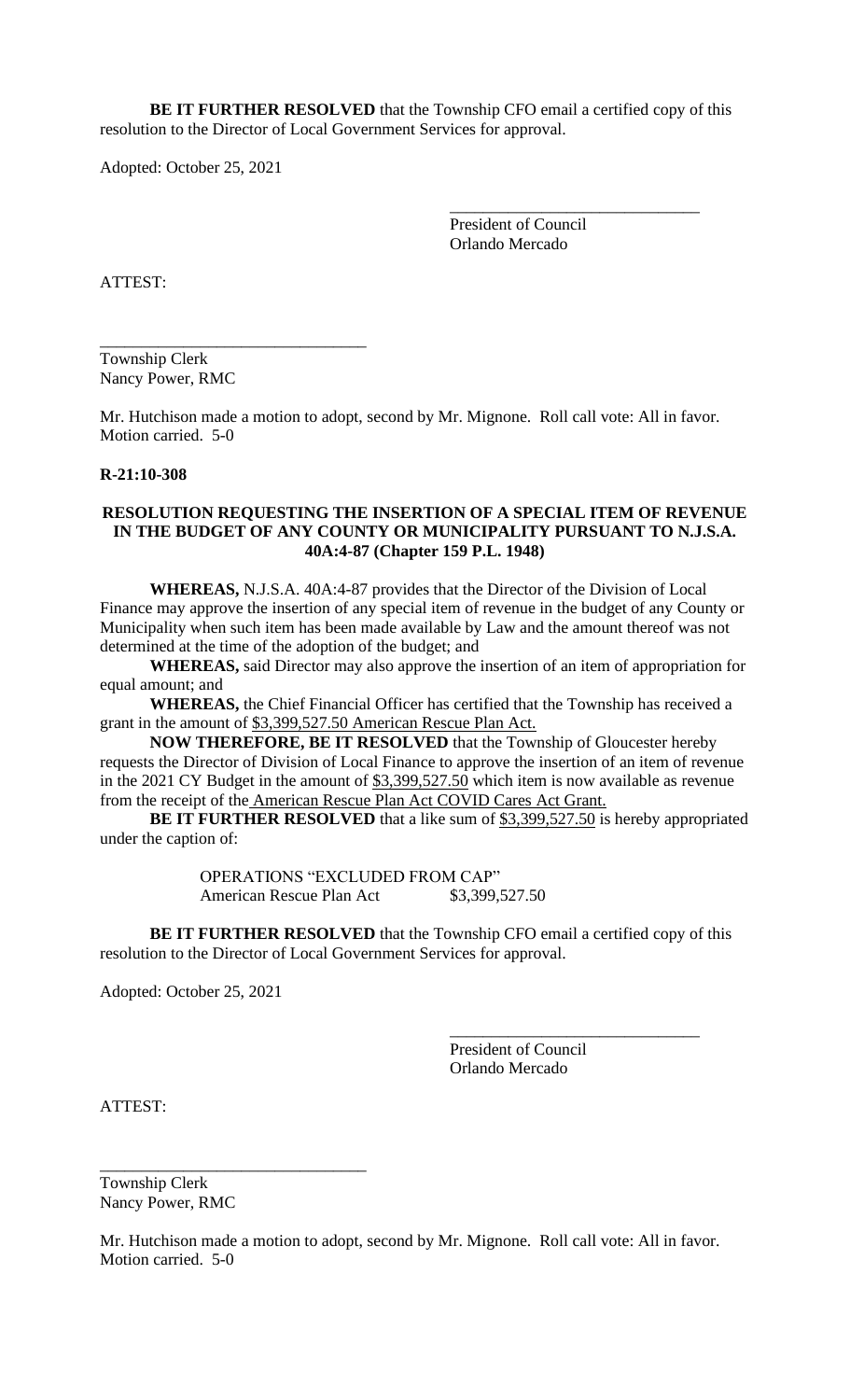**BE IT FURTHER RESOLVED** that the Township CFO email a certified copy of this resolution to the Director of Local Government Services for approval.

Adopted: October 25, 2021

\_\_\_\_\_\_\_\_\_\_\_\_\_\_\_\_\_\_\_\_\_\_\_\_\_\_\_\_\_\_
President of Council
Orlando Mercado

ATTEST:

\_\_\_\_\_\_\_\_\_\_\_\_\_\_\_\_\_\_\_\_\_\_\_\_\_\_\_\_\_\_
Township Clerk
Nancy Power, RMC

Mr. Hutchison made a motion to adopt, second by Mr. Mignone. Roll call vote: All in favor. Motion carried. 5-0

**R-21:10-308**

**RESOLUTION REQUESTING THE INSERTION OF A SPECIAL ITEM OF REVENUE IN THE BUDGET OF ANY COUNTY OR MUNICIPALITY PURSUANT TO N.J.S.A. 40A:4-87 (Chapter 159 P.L. 1948)**

**WHEREAS,** N.J.S.A. 40A:4-87 provides that the Director of the Division of Local Finance may approve the insertion of any special item of revenue in the budget of any County or Municipality when such item has been made available by Law and the amount thereof was not determined at the time of the adoption of the budget; and

**WHEREAS,** said Director may also approve the insertion of an item of appropriation for equal amount; and

**WHEREAS,** the Chief Financial Officer has certified that the Township has received a grant in the amount of $3,399,527.50 American Rescue Plan Act.

**NOW THEREFORE, BE IT RESOLVED** that the Township of Gloucester hereby requests the Director of Division of Local Finance to approve the insertion of an item of revenue in the 2021 CY Budget in the amount of $3,399,527.50 which item is now available as revenue from the receipt of the American Rescue Plan Act COVID Cares Act Grant.

**BE IT FURTHER RESOLVED** that a like sum of $3,399,527.50 is hereby appropriated under the caption of:

OPERATIONS "EXCLUDED FROM CAP"
American Rescue Plan Act $3,399,527.50

**BE IT FURTHER RESOLVED** that the Township CFO email a certified copy of this resolution to the Director of Local Government Services for approval.

Adopted: October 25, 2021

\_\_\_\_\_\_\_\_\_\_\_\_\_\_\_\_\_\_\_\_\_\_\_\_\_\_\_\_\_\_
President of Council
Orlando Mercado

ATTEST:

\_\_\_\_\_\_\_\_\_\_\_\_\_\_\_\_\_\_\_\_\_\_\_\_\_\_\_\_\_\_
Township Clerk
Nancy Power, RMC

Mr. Hutchison made a motion to adopt, second by Mr. Mignone. Roll call vote: All in favor. Motion carried. 5-0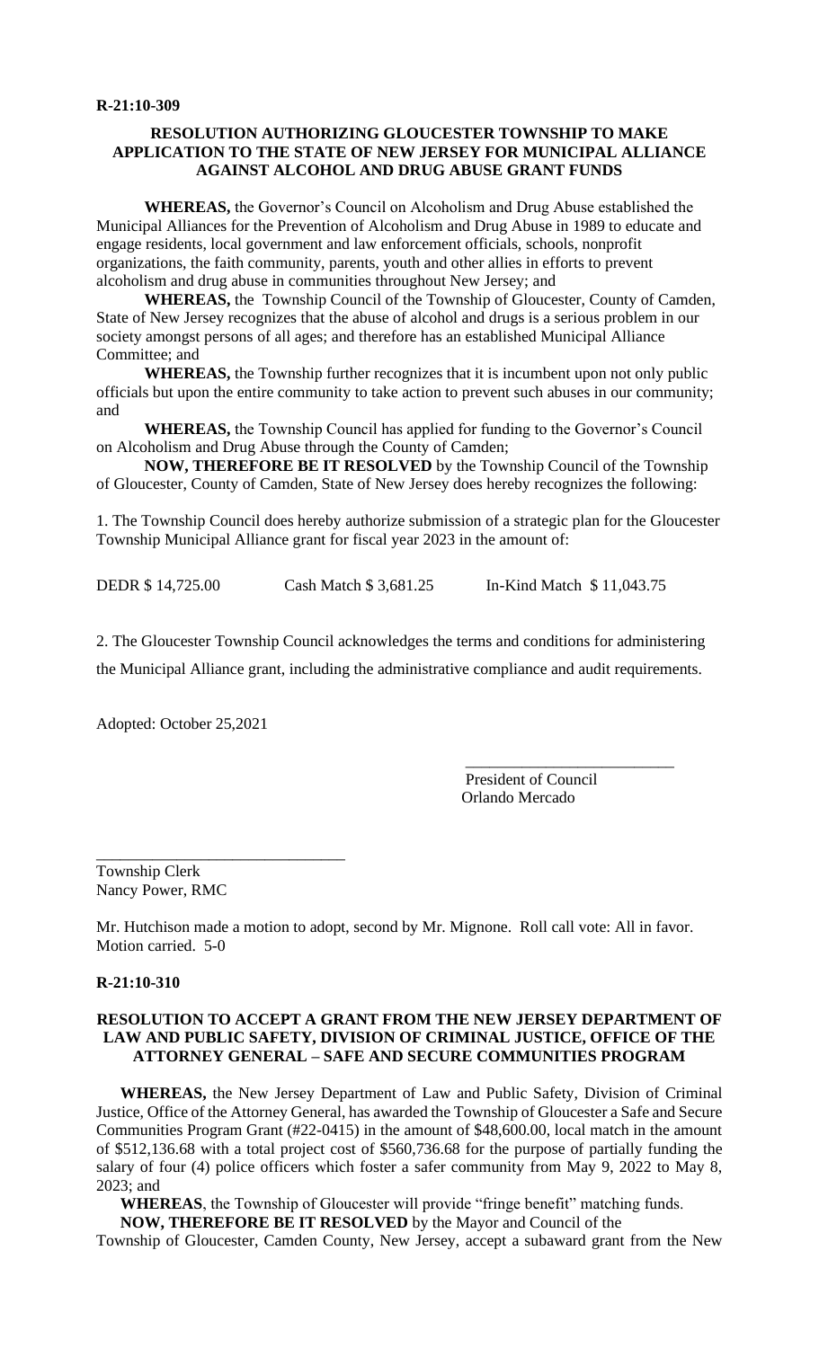**R-21:10-309**

**RESOLUTION AUTHORIZING GLOUCESTER TOWNSHIP TO MAKE APPLICATION TO THE STATE OF NEW JERSEY FOR MUNICIPAL ALLIANCE AGAINST ALCOHOL AND DRUG ABUSE GRANT FUNDS**

**WHEREAS,** the Governor's Council on Alcoholism and Drug Abuse established the Municipal Alliances for the Prevention of Alcoholism and Drug Abuse in 1989 to educate and engage residents, local government and law enforcement officials, schools, nonprofit organizations, the faith community, parents, youth and other allies in efforts to prevent alcoholism and drug abuse in communities throughout New Jersey; and

**WHEREAS,** the Township Council of the Township of Gloucester, County of Camden, State of New Jersey recognizes that the abuse of alcohol and drugs is a serious problem in our society amongst persons of all ages; and therefore has an established Municipal Alliance Committee; and

**WHEREAS,** the Township further recognizes that it is incumbent upon not only public officials but upon the entire community to take action to prevent such abuses in our community; and

**WHEREAS,** the Township Council has applied for funding to the Governor's Council on Alcoholism and Drug Abuse through the County of Camden;

**NOW, THEREFORE BE IT RESOLVED** by the Township Council of the Township of Gloucester, County of Camden, State of New Jersey does hereby recognizes the following:

1. The Township Council does hereby authorize submission of a strategic plan for the Gloucester Township Municipal Alliance grant for fiscal year 2023 in the amount of:

DEDR $ 14,725.00 Cash Match $ 3,681.25 In-Kind Match $ 11,043.75

2. The Gloucester Township Council acknowledges the terms and conditions for administering the Municipal Alliance grant, including the administrative compliance and audit requirements.

Adopted: October 25,2021

\_\_\_\_\_\_\_\_\_\_\_\_\_\_\_\_\_\_\_\_\_\_\_\_\_\_
President of Council
Orlando Mercado

\_\_\_\_\_\_\_\_\_\_\_\_\_\_\_\_\_\_\_\_\_\_\_\_\_\_\_\_\_\_\_
Township Clerk
Nancy Power, RMC

Mr. Hutchison made a motion to adopt, second by Mr. Mignone. Roll call vote: All in favor. Motion carried. 5-0

**R-21:10-310**

**RESOLUTION TO ACCEPT A GRANT FROM THE NEW JERSEY DEPARTMENT OF LAW AND PUBLIC SAFETY, DIVISION OF CRIMINAL JUSTICE, OFFICE OF THE ATTORNEY GENERAL – SAFE AND SECURE COMMUNITIES PROGRAM**

**WHEREAS,** the New Jersey Department of Law and Public Safety, Division of Criminal Justice, Office of the Attorney General, has awarded the Township of Gloucester a Safe and Secure Communities Program Grant (#22-0415) in the amount of $48,600.00, local match in the amount of $512,136.68 with a total project cost of $560,736.68 for the purpose of partially funding the salary of four (4) police officers which foster a safer community from May 9, 2022 to May 8, 2023; and

**WHEREAS**, the Township of Gloucester will provide "fringe benefit" matching funds.

**NOW, THEREFORE BE IT RESOLVED** by the Mayor and Council of the Township of Gloucester, Camden County, New Jersey, accept a subaward grant from the New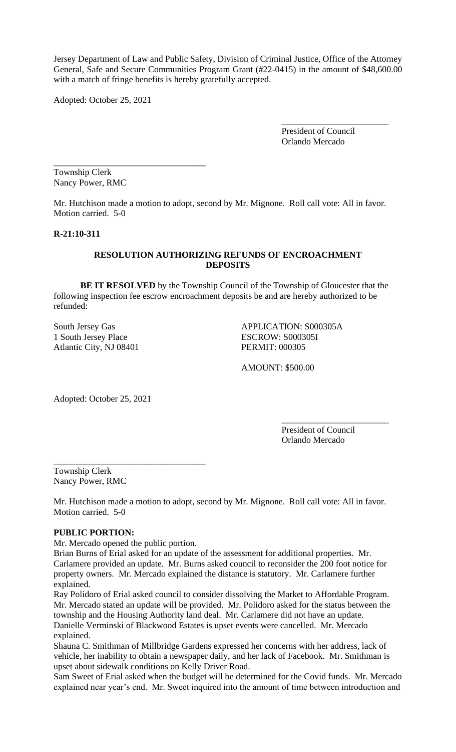Jersey Department of Law and Public Safety, Division of Criminal Justice, Office of the Attorney General, Safe and Secure Communities Program Grant (#22-0415) in the amount of $48,600.00 with a match of fringe benefits is hereby gratefully accepted.

Adopted: October 25, 2021

\_\_\_\_\_\_\_\_\_\_\_\_\_\_\_\_\_\_\_\_\_\_\_\_
President of Council
Orlando Mercado

\_\_\_\_\_\_\_\_\_\_\_\_\_\_\_\_\_\_\_\_\_\_\_\_\_\_\_\_\_\_\_\_\_\_
Township Clerk
Nancy Power, RMC

Mr. Hutchison made a motion to adopt, second by Mr. Mignone. Roll call vote: All in favor. Motion carried. 5-0

**R-21:10-311**

**RESOLUTION AUTHORIZING REFUNDS OF ENCROACHMENT DEPOSITS**

**BE IT RESOLVED** by the Township Council of the Township of Gloucester that the following inspection fee escrow encroachment deposits be and are hereby authorized to be refunded:

South Jersey Gas
1 South Jersey Place
Atlantic City, NJ 08401

APPLICATION: S000305A
ESCROW: S000305I
PERMIT: 000305

AMOUNT: $500.00

Adopted: October 25, 2021

\_\_\_\_\_\_\_\_\_\_\_\_\_\_\_\_\_\_\_\_\_\_\_\_
President of Council
Orlando Mercado

\_\_\_\_\_\_\_\_\_\_\_\_\_\_\_\_\_\_\_\_\_\_\_\_\_\_\_\_\_\_\_\_\_\_
Township Clerk
Nancy Power, RMC

Mr. Hutchison made a motion to adopt, second by Mr. Mignone. Roll call vote: All in favor. Motion carried. 5-0

**PUBLIC PORTION:**

Mr. Mercado opened the public portion.

Brian Burns of Erial asked for an update of the assessment for additional properties. Mr. Carlamere provided an update. Mr. Burns asked council to reconsider the 200 foot notice for property owners. Mr. Mercado explained the distance is statutory. Mr. Carlamere further explained.

Ray Polidoro of Erial asked council to consider dissolving the Market to Affordable Program. Mr. Mercado stated an update will be provided. Mr. Polidoro asked for the status between the township and the Housing Authority land deal. Mr. Carlamere did not have an update.

Danielle Verminski of Blackwood Estates is upset events were cancelled. Mr. Mercado explained.

Shauna C. Smithman of Millbridge Gardens expressed her concerns with her address, lack of vehicle, her inability to obtain a newspaper daily, and her lack of Facebook. Mr. Smithman is upset about sidewalk conditions on Kelly Driver Road.

Sam Sweet of Erial asked when the budget will be determined for the Covid funds. Mr. Mercado explained near year's end. Mr. Sweet inquired into the amount of time between introduction and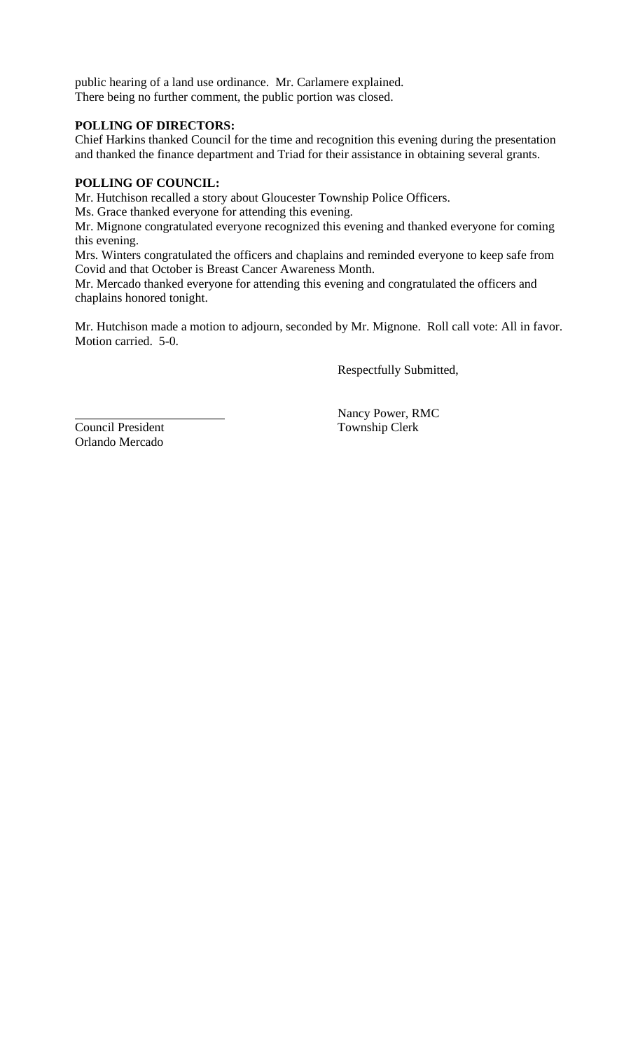public hearing of a land use ordinance. Mr. Carlamere explained.
There being no further comment, the public portion was closed.

**POLLING OF DIRECTORS:**

Chief Harkins thanked Council for the time and recognition this evening during the presentation and thanked the finance department and Triad for their assistance in obtaining several grants.

**POLLING OF COUNCIL:**

Mr. Hutchison recalled a story about Gloucester Township Police Officers.
Ms. Grace thanked everyone for attending this evening.
Mr. Mignone congratulated everyone recognized this evening and thanked everyone for coming this evening.
Mrs. Winters congratulated the officers and chaplains and reminded everyone to keep safe from Covid and that October is Breast Cancer Awareness Month.
Mr. Mercado thanked everyone for attending this evening and congratulated the officers and chaplains honored tonight.

Mr. Hutchison made a motion to adjourn, seconded by Mr. Mignone. Roll call vote: All in favor. Motion carried. 5-0.

Respectfully Submitted,

Nancy Power, RMC
Township Clerk

Council President
Orlando Mercado